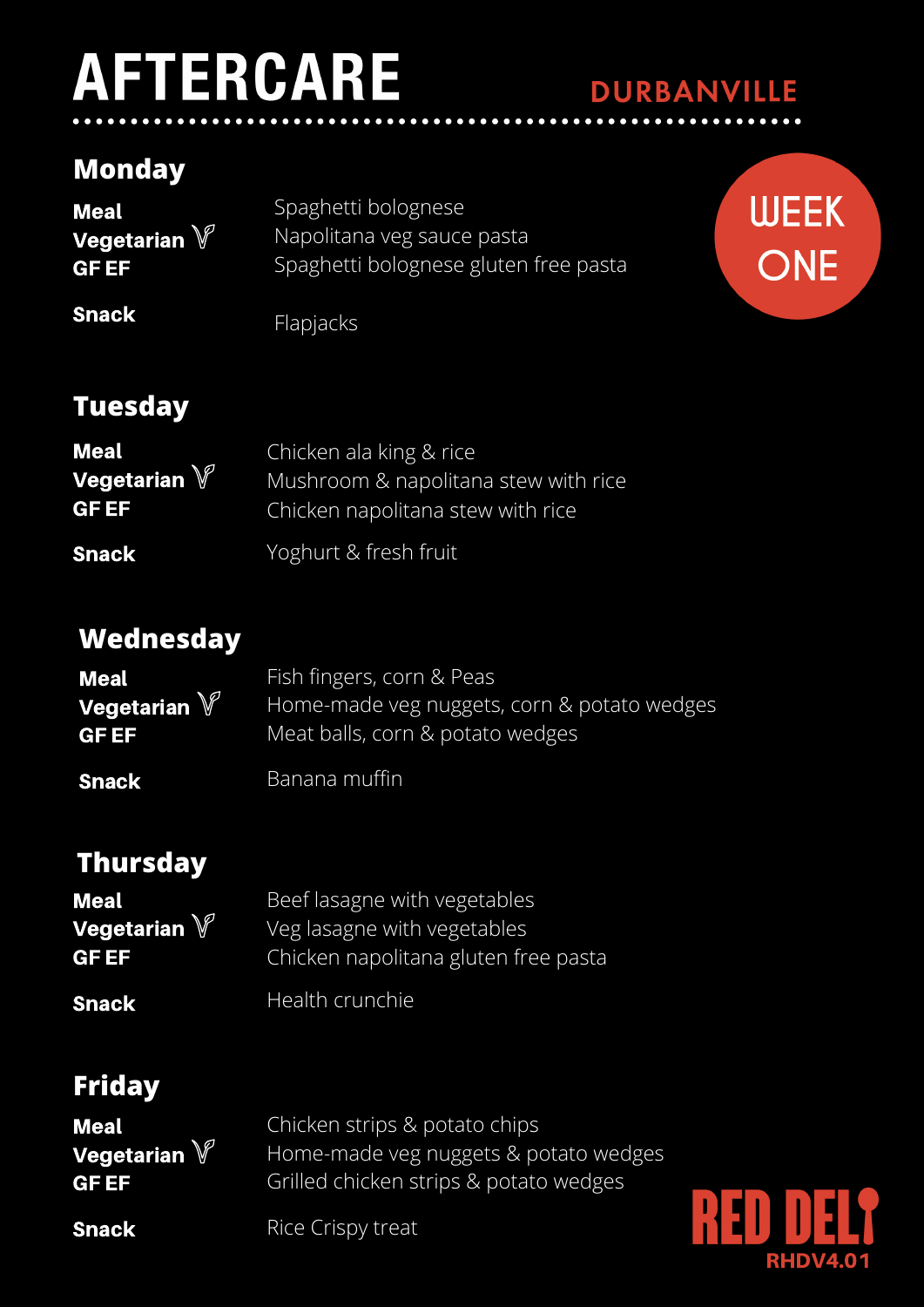# AFTERCARE

**DURBANVILLE**

**WEEK ONE**

## Monday

| | |
|---|---|
| **Meal** | Spaghetti bolognese |
| **Vegetarian** | Napolitana veg sauce pasta |
| **GF EF** | Spaghetti bolognese gluten free pasta |
| **Snack** | Flapjacks |

## Tuesday

| | |
|---|---|
| **Meal** | Chicken ala king & rice |
| **Vegetarian** | Mushroom & napolitana stew with rice |
| **GF EF** | Chicken napolitana stew with rice |
| **Snack** | Yoghurt & fresh fruit |

## Wednesday

| | |
|---|---|
| **Meal** | Fish fingers, corn & Peas |
| **Vegetarian** | Home-made veg nuggets, corn & potato wedges |
| **GF EF** | Meat balls, corn & potato wedges |
| **Snack** | Banana muffin |

## Thursday

| | |
|---|---|
| **Meal** | Beef lasagne with vegetables |
| **Vegetarian** | Veg lasagne with vegetables |
| **GF EF** | Chicken napolitana gluten free pasta |
| **Snack** | Health crunchie |

## Friday

| | |
|---|---|
| **Meal** | Chicken strips & potato chips |
| **Vegetarian** | Home-made veg nuggets & potato wedges |
| **GF EF** | Grilled chicken strips & potato wedges |
| **Snack** | Rice Crispy treat |

RED DELI
RHDV4.01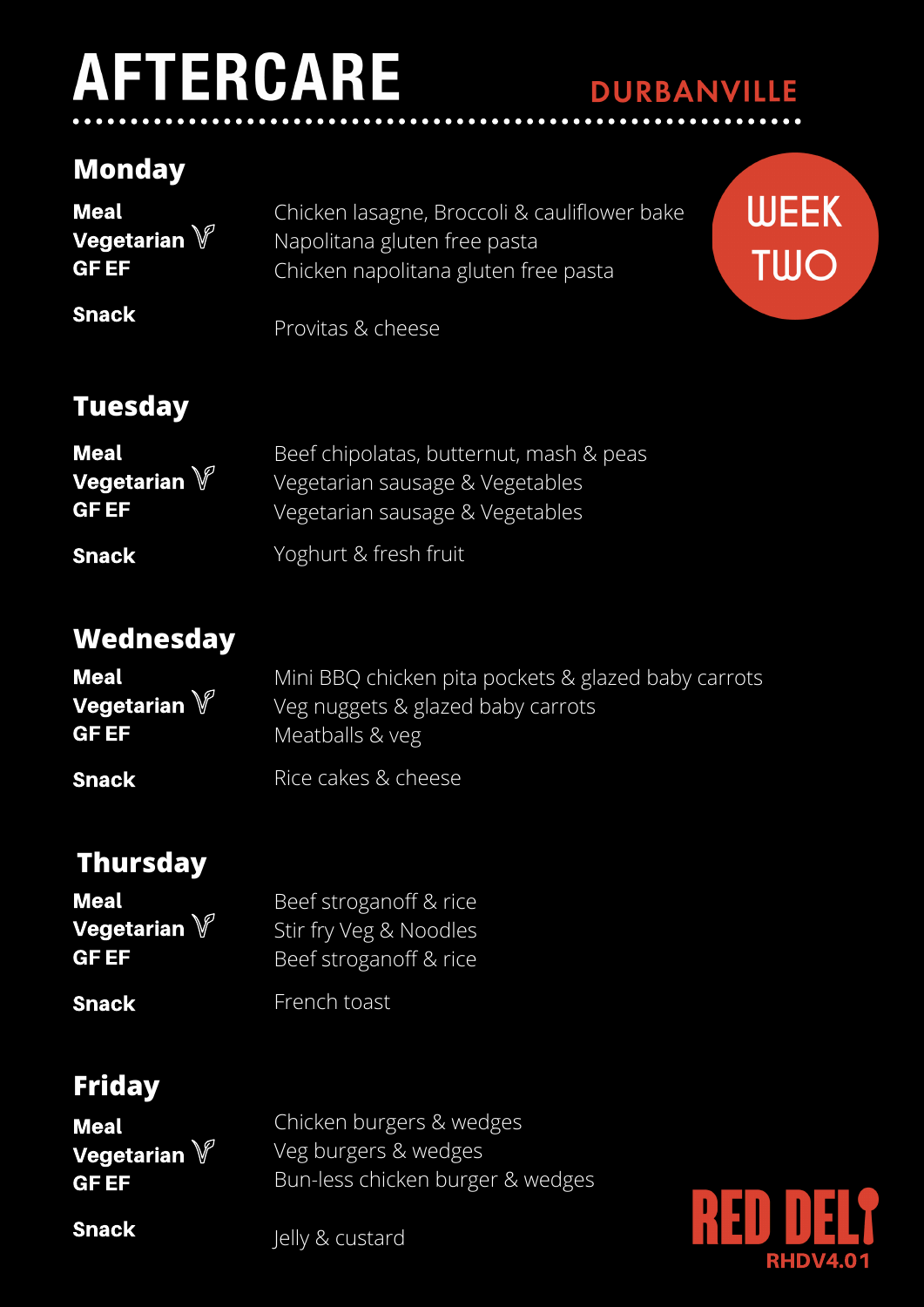# AFTERCARE

**DURBANVILLE**

**WEEK TWO**

## Monday

| | |
|---|---|
| **Meal** | Chicken lasagne, Broccoli & cauliflower bake |
| **Vegetarian** | Napolitana gluten free pasta |
| **GF EF** | Chicken napolitana gluten free pasta |
| **Snack** | Provitas & cheese |

## Tuesday

| | |
|---|---|
| **Meal** | Beef chipolatas, butternut, mash & peas |
| **Vegetarian** | Vegetarian sausage & Vegetables |
| **GF EF** | Vegetarian sausage & Vegetables |
| **Snack** | Yoghurt & fresh fruit |

## Wednesday

| | |
|---|---|
| **Meal** | Mini BBQ chicken pita pockets & glazed baby carrots |
| **Vegetarian** | Veg nuggets & glazed baby carrots |
| **GF EF** | Meatballs & veg |
| **Snack** | Rice cakes & cheese |

## Thursday

| | |
|---|---|
| **Meal** | Beef stroganoff & rice |
| **Vegetarian** | Stir fry Veg & Noodles |
| **GF EF** | Beef stroganoff & rice |
| **Snack** | French toast |

## Friday

| | |
|---|---|
| **Meal** | Chicken burgers & wedges |
| **Vegetarian** | Veg burgers & wedges |
| **GF EF** | Bun-less chicken burger & wedges |
| **Snack** | Jelly & custard |

RED DELI
RHDV4.01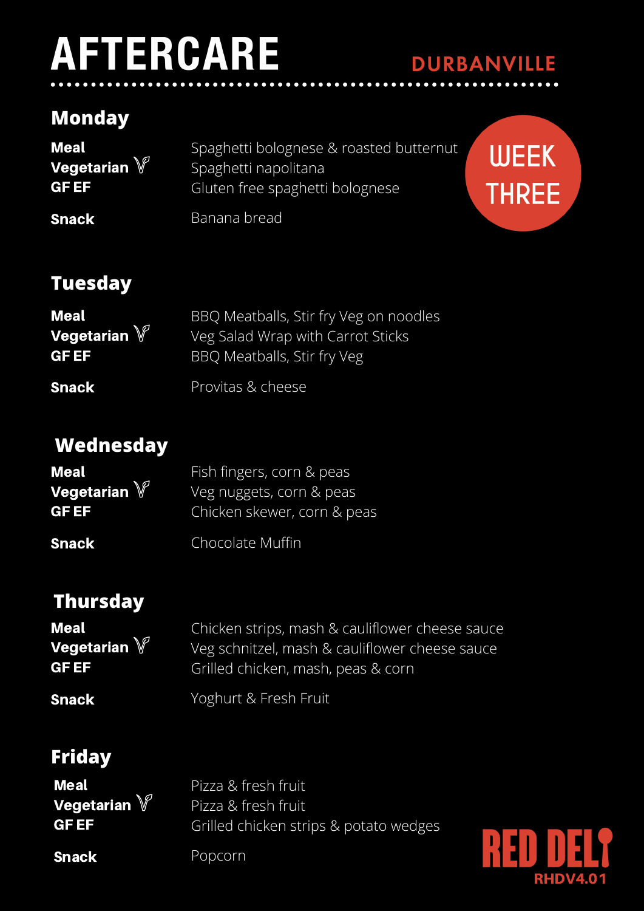# AFTERCARE

DURBANVILLE

WEEK THREE

## Monday

| | |
|---|---|
| **Meal** | Spaghetti bolognese & roasted butternut |
| **Vegetarian** | Spaghetti napolitana |
| **GF EF** | Gluten free spaghetti bolognese |
| **Snack** | Banana bread |

## Tuesday

| | |
|---|---|
| **Meal** | BBQ Meatballs, Stir fry Veg on noodles |
| **Vegetarian** | Veg Salad Wrap with Carrot Sticks |
| **GF EF** | BBQ Meatballs, Stir fry Veg |
| **Snack** | Provitas & cheese |

## Wednesday

| | |
|---|---|
| **Meal** | Fish fingers, corn & peas |
| **Vegetarian** | Veg nuggets, corn & peas |
| **GF EF** | Chicken skewer, corn & peas |
| **Snack** | Chocolate Muffin |

## Thursday

| | |
|---|---|
| **Meal** | Chicken strips, mash & cauliflower cheese sauce |
| **Vegetarian** | Veg schnitzel, mash & cauliflower cheese sauce |
| **GF EF** | Grilled chicken, mash, peas & corn |
| **Snack** | Yoghurt & Fresh Fruit |

## Friday

| | |
|---|---|
| **Meal** | Pizza & fresh fruit |
| **Vegetarian** | Pizza & fresh fruit |
| **GF EF** | Grilled chicken strips & potato wedges |
| **Snack** | Popcorn |

RED DELI
RHDV4.01